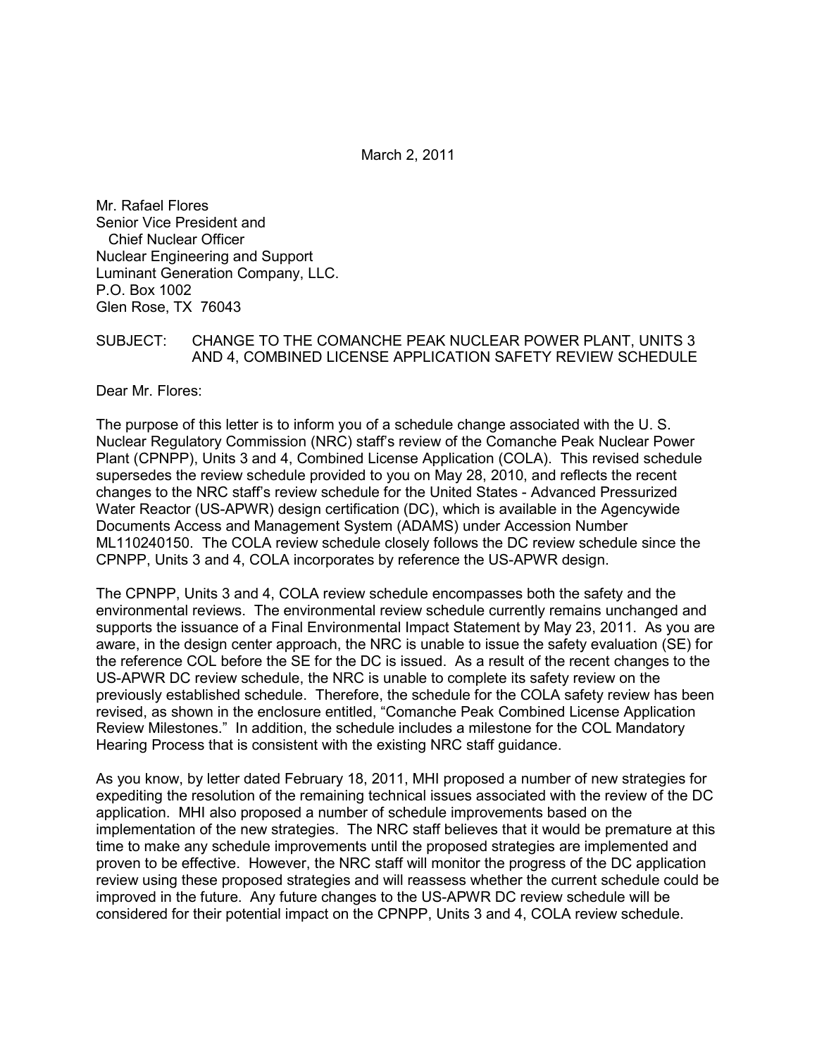March 2, 2011

Mr. Rafael Flores
Senior Vice President and
Chief Nuclear Officer
Nuclear Engineering and Support
Luminant Generation Company, LLC.
P.O. Box 1002
Glen Rose, TX 76043

SUBJECT: CHANGE TO THE COMANCHE PEAK NUCLEAR POWER PLANT, UNITS 3 AND 4, COMBINED LICENSE APPLICATION SAFETY REVIEW SCHEDULE

Dear Mr. Flores:

The purpose of this letter is to inform you of a schedule change associated with the U. S. Nuclear Regulatory Commission (NRC) staff's review of the Comanche Peak Nuclear Power Plant (CPNPP), Units 3 and 4, Combined License Application (COLA). This revised schedule supersedes the review schedule provided to you on May 28, 2010, and reflects the recent changes to the NRC staff's review schedule for the United States - Advanced Pressurized Water Reactor (US-APWR) design certification (DC), which is available in the Agencywide Documents Access and Management System (ADAMS) under Accession Number ML110240150. The COLA review schedule closely follows the DC review schedule since the CPNPP, Units 3 and 4, COLA incorporates by reference the US-APWR design.

The CPNPP, Units 3 and 4, COLA review schedule encompasses both the safety and the environmental reviews. The environmental review schedule currently remains unchanged and supports the issuance of a Final Environmental Impact Statement by May 23, 2011. As you are aware, in the design center approach, the NRC is unable to issue the safety evaluation (SE) for the reference COL before the SE for the DC is issued. As a result of the recent changes to the US-APWR DC review schedule, the NRC is unable to complete its safety review on the previously established schedule. Therefore, the schedule for the COLA safety review has been revised, as shown in the enclosure entitled, "Comanche Peak Combined License Application Review Milestones." In addition, the schedule includes a milestone for the COL Mandatory Hearing Process that is consistent with the existing NRC staff guidance.

As you know, by letter dated February 18, 2011, MHI proposed a number of new strategies for expediting the resolution of the remaining technical issues associated with the review of the DC application. MHI also proposed a number of schedule improvements based on the implementation of the new strategies. The NRC staff believes that it would be premature at this time to make any schedule improvements until the proposed strategies are implemented and proven to be effective. However, the NRC staff will monitor the progress of the DC application review using these proposed strategies and will reassess whether the current schedule could be improved in the future. Any future changes to the US-APWR DC review schedule will be considered for their potential impact on the CPNPP, Units 3 and 4, COLA review schedule.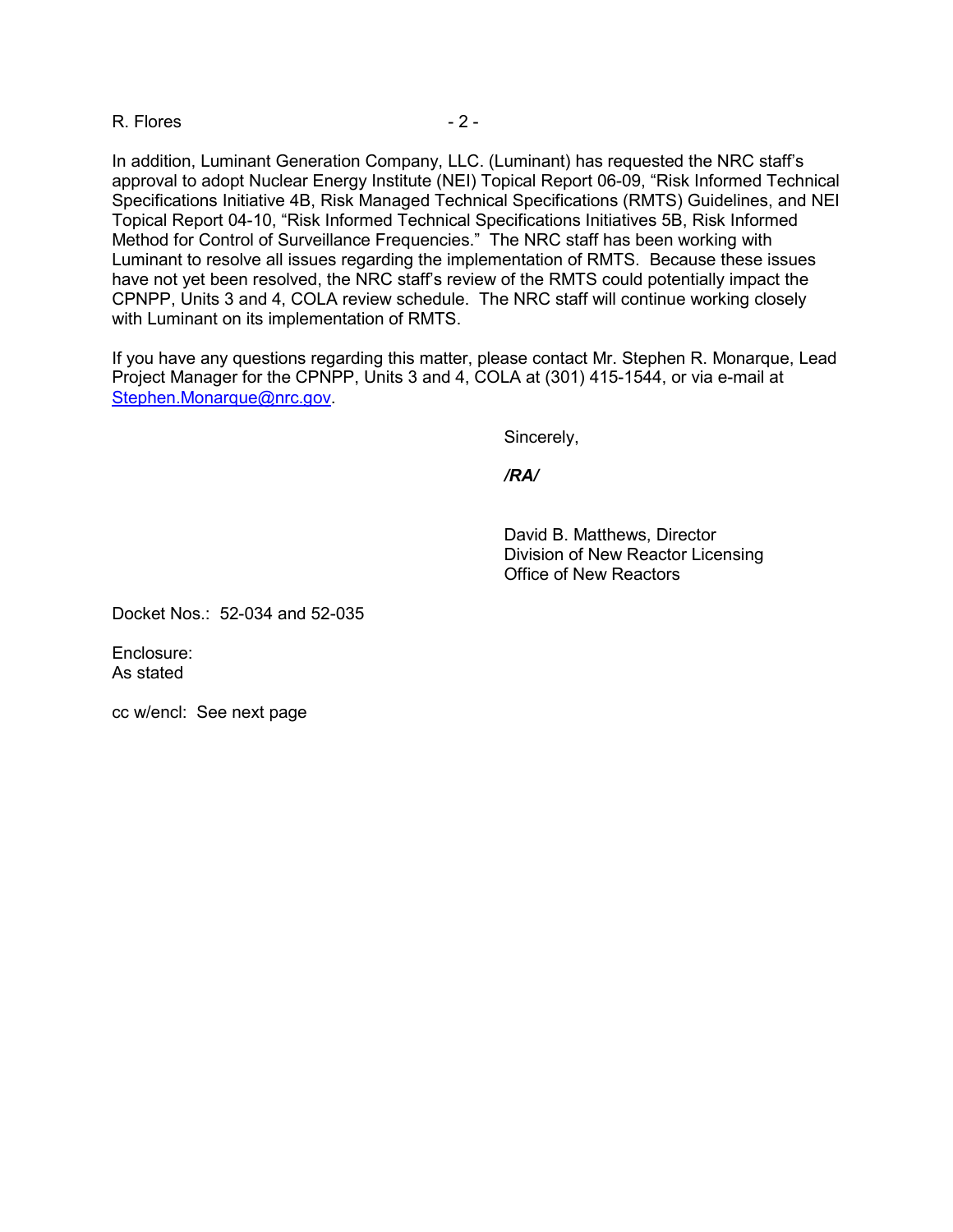In addition, Luminant Generation Company, LLC. (Luminant) has requested the NRC staff's approval to adopt Nuclear Energy Institute (NEI) Topical Report 06-09, "Risk Informed Technical Specifications Initiative 4B, Risk Managed Technical Specifications (RMTS) Guidelines, and NEI Topical Report 04-10, "Risk Informed Technical Specifications Initiatives 5B, Risk Informed Method for Control of Surveillance Frequencies." The NRC staff has been working with Luminant to resolve all issues regarding the implementation of RMTS. Because these issues have not yet been resolved, the NRC staff's review of the RMTS could potentially impact the CPNPP, Units 3 and 4, COLA review schedule. The NRC staff will continue working closely with Luminant on its implementation of RMTS.

If you have any questions regarding this matter, please contact Mr. Stephen R. Monarque, Lead Project Manager for the CPNPP, Units 3 and 4, COLA at (301) 415-1544, or via e-mail at Stephen.Monarque@nrc.gov.

Sincerely,

***/RA/***

David B. Matthews, Director
Division of New Reactor Licensing
Office of New Reactors

Docket Nos.: 52-034 and 52-035

Enclosure:
As stated

cc w/encl: See next page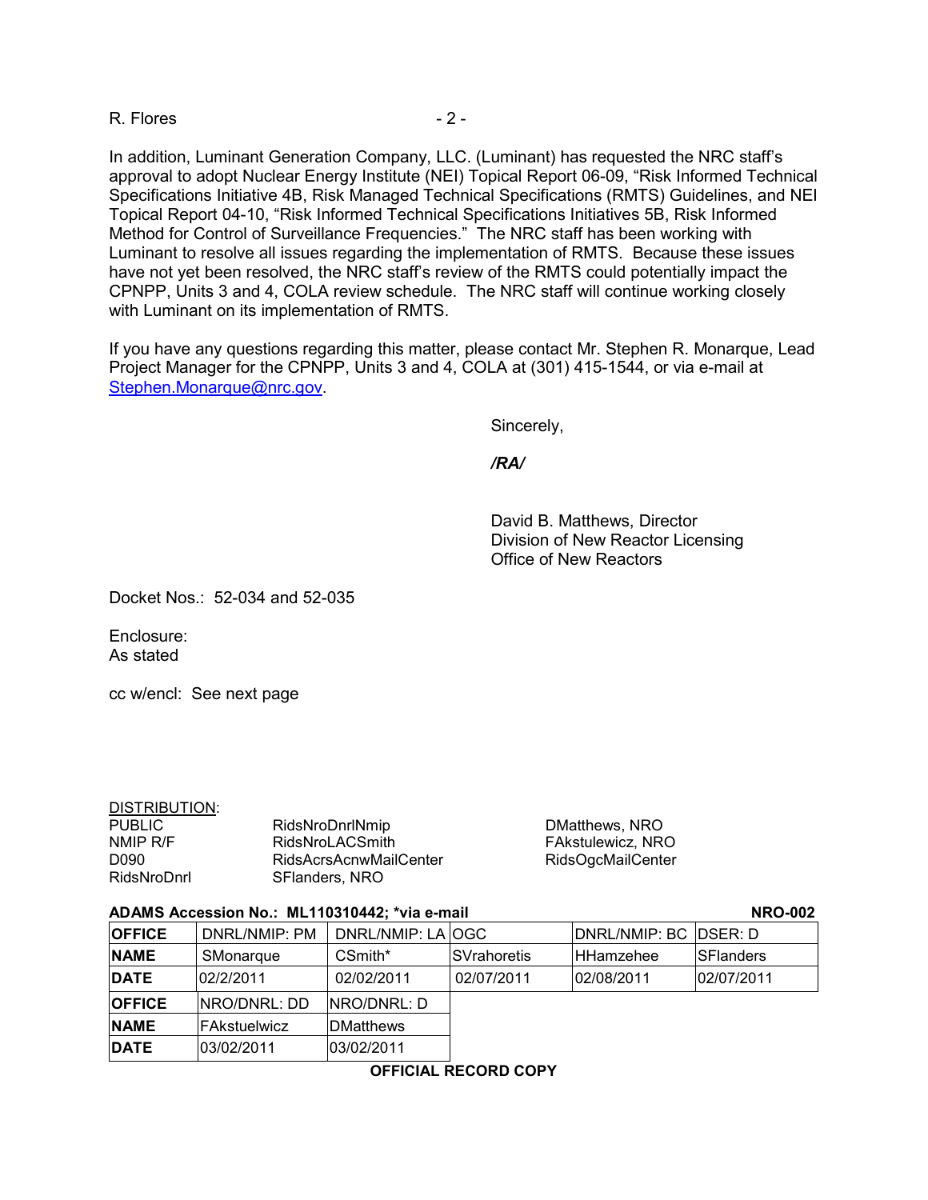In addition, Luminant Generation Company, LLC. (Luminant) has requested the NRC staff's approval to adopt Nuclear Energy Institute (NEI) Topical Report 06-09, "Risk Informed Technical Specifications Initiative 4B, Risk Managed Technical Specifications (RMTS) Guidelines, and NEI Topical Report 04-10, "Risk Informed Technical Specifications Initiatives 5B, Risk Informed Method for Control of Surveillance Frequencies." The NRC staff has been working with Luminant to resolve all issues regarding the implementation of RMTS. Because these issues have not yet been resolved, the NRC staff's review of the RMTS could potentially impact the CPNPP, Units 3 and 4, COLA review schedule. The NRC staff will continue working closely with Luminant on its implementation of RMTS.

If you have any questions regarding this matter, please contact Mr. Stephen R. Monarque, Lead Project Manager for the CPNPP, Units 3 and 4, COLA at (301) 415-1544, or via e-mail at Stephen.Monarque@nrc.gov.

Sincerely,

*/RA/*

David B. Matthews, Director
Division of New Reactor Licensing
Office of New Reactors

Docket Nos.: 52-034 and 52-035

Enclosure:
As stated

cc w/encl: See next page

DISTRIBUTION:

| | | |
|---|---|---|
| PUBLIC | RidsNroDnrlNmip | DMatthews, NRO |
| NMIP R/F | RidsNroLACSmith | FAkstulewicz, NRO |
| D090 | RidsAcrsAcnwMailCenter | RidsOgcMailCenter |
| RidsNroDnrl | SFlanders, NRO | |

**ADAMS Accession No.: ML110310442; *via e-mail** **NRO-002**

| **OFFICE** | DNRL/NMIP: PM | DNRL/NMIP: LA | OGC | DNRL/NMIP: BC | DSER: D |
|---|---|---|---|---|---|
| **NAME** | SMonarque | CSmith* | SVrahoretis | HHamzehee | SFlanders |
| **DATE** | 02/2/2011 | 02/02/2011 | 02/07/2011 | 02/08/2011 | 02/07/2011 |
| **OFFICE** | NRO/DNRL: DD | NRO/DNRL: D | | | |
| **NAME** | FAkstuelwicz | DMatthews | | | |
| **DATE** | 03/02/2011 | 03/02/2011 | | | |

**OFFICIAL RECORD COPY**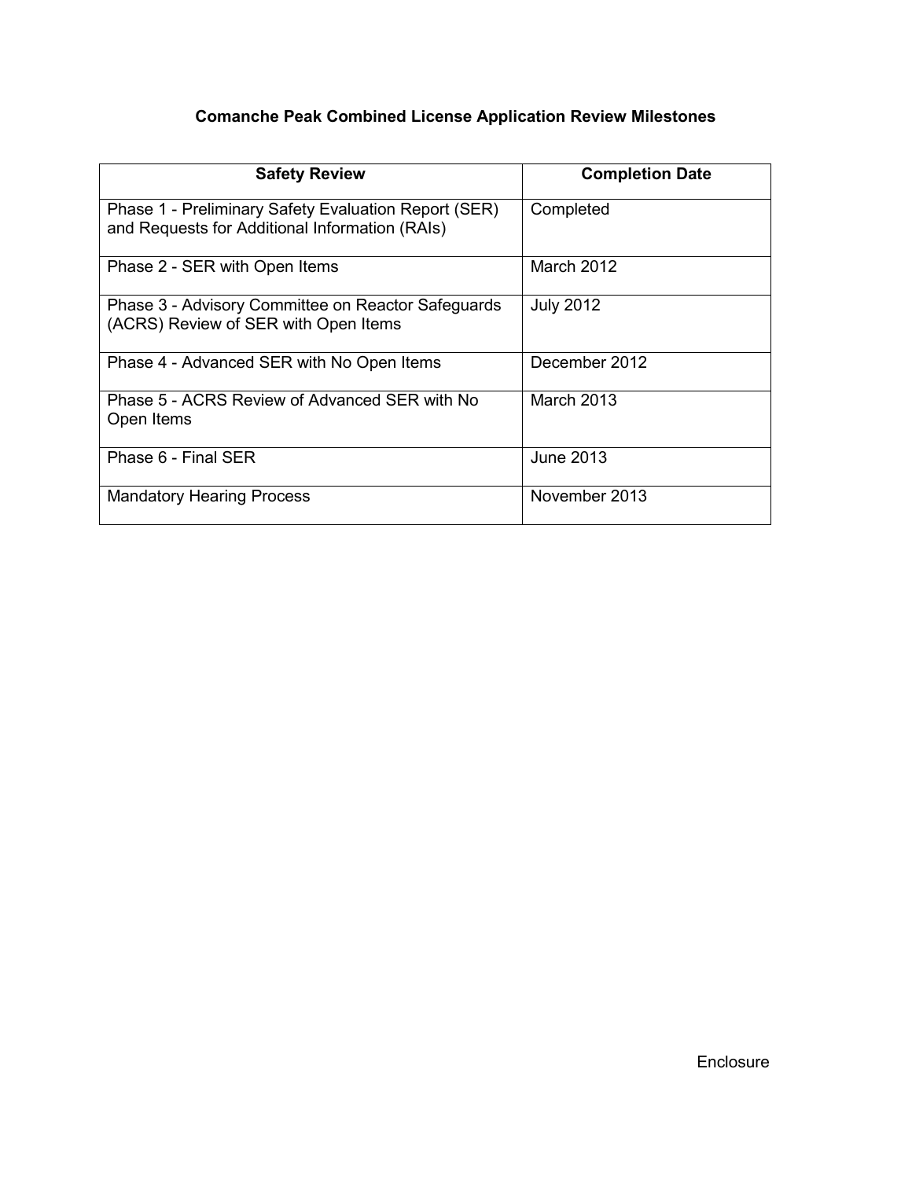## Comanche Peak Combined License Application Review Milestones

| Safety Review | Completion Date |
|---|---|
| Phase 1 - Preliminary Safety Evaluation Report (SER) and Requests for Additional Information (RAIs) | Completed |
| Phase 2 - SER with Open Items | March 2012 |
| Phase 3 - Advisory Committee on Reactor Safeguards (ACRS) Review of SER with Open Items | July 2012 |
| Phase 4 - Advanced SER with No Open Items | December 2012 |
| Phase 5 - ACRS Review of Advanced SER with No Open Items | March 2013 |
| Phase 6 - Final SER | June 2013 |
| Mandatory Hearing Process | November 2013 |

Enclosure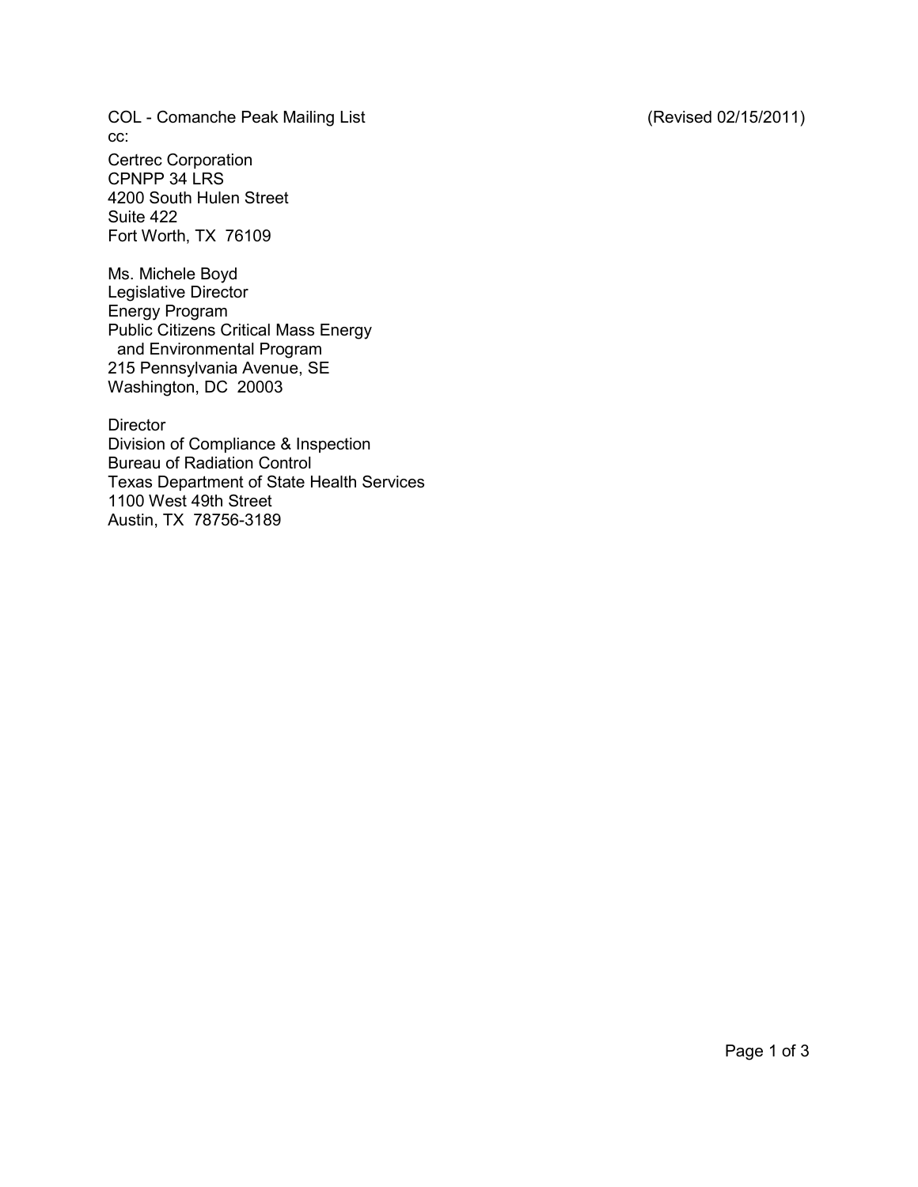COL - Comanche Peak Mailing List (Revised 02/15/2011)

cc:

Certrec Corporation
CPNPP 34 LRS
4200 South Hulen Street
Suite 422
Fort Worth, TX 76109

Ms. Michele Boyd
Legislative Director
Energy Program
Public Citizens Critical Mass Energy
and Environmental Program
215 Pennsylvania Avenue, SE
Washington, DC 20003

Director
Division of Compliance & Inspection
Bureau of Radiation Control
Texas Department of State Health Services
1100 West 49th Street
Austin, TX 78756-3189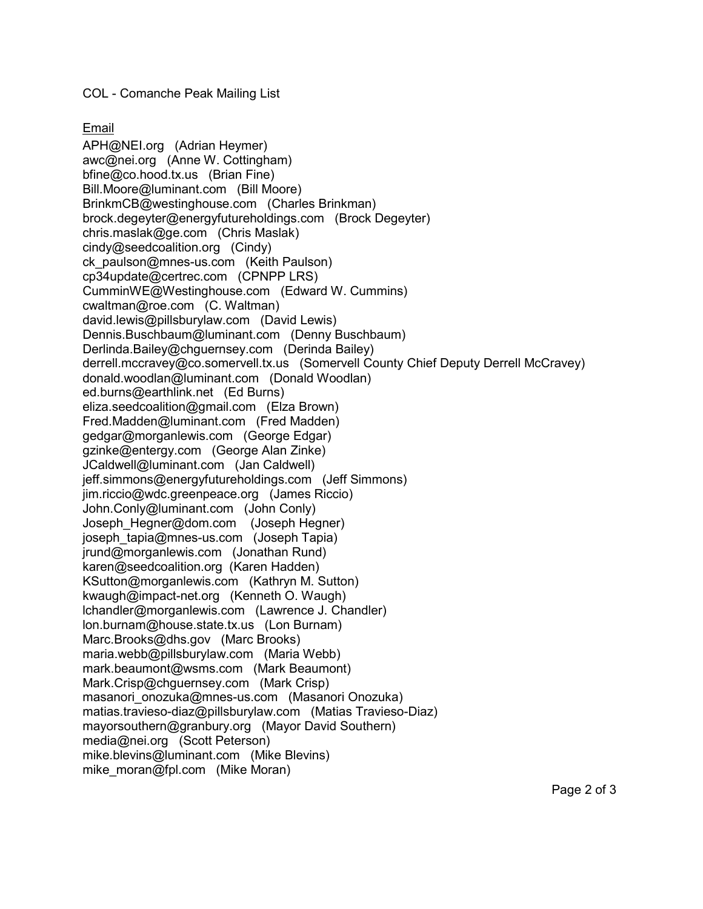COL - Comanche Peak Mailing List

Email

APH@NEI.org (Adrian Heymer)
awc@nei.org (Anne W. Cottingham)
bfine@co.hood.tx.us (Brian Fine)
Bill.Moore@luminant.com (Bill Moore)
BrinkmCB@westinghouse.com (Charles Brinkman)
brock.degeyter@energyfutureholdings.com (Brock Degeyter)
chris.maslak@ge.com (Chris Maslak)
cindy@seedcoalition.org (Cindy)
ck_paulson@mnes-us.com (Keith Paulson)
cp34update@certrec.com (CPNPP LRS)
CumminWE@Westinghouse.com (Edward W. Cummins)
cwaltman@roe.com (C. Waltman)
david.lewis@pillsburylaw.com (David Lewis)
Dennis.Buschbaum@luminant.com (Denny Buschbaum)
Derlinda.Bailey@chguernsey.com (Derinda Bailey)
derrell.mccravey@co.somervell.tx.us (Somervell County Chief Deputy Derrell McCravey)
donald.woodlan@luminant.com (Donald Woodlan)
ed.burns@earthlink.net (Ed Burns)
eliza.seedcoalition@gmail.com (Elza Brown)
Fred.Madden@luminant.com (Fred Madden)
gedgar@morganlewis.com (George Edgar)
gzinke@entergy.com (George Alan Zinke)
JCaldwell@luminant.com (Jan Caldwell)
jeff.simmons@energyfutureholdings.com (Jeff Simmons)
jim.riccio@wdc.greenpeace.org (James Riccio)
John.Conly@luminant.com (John Conly)
Joseph_Hegner@dom.com (Joseph Hegner)
joseph_tapia@mnes-us.com (Joseph Tapia)
jrund@morganlewis.com (Jonathan Rund)
karen@seedcoalition.org (Karen Hadden)
KSutton@morganlewis.com (Kathryn M. Sutton)
kwaugh@impact-net.org (Kenneth O. Waugh)
lchandler@morganlewis.com (Lawrence J. Chandler)
lon.burnam@house.state.tx.us (Lon Burnam)
Marc.Brooks@dhs.gov (Marc Brooks)
maria.webb@pillsburylaw.com (Maria Webb)
mark.beaumont@wsms.com (Mark Beaumont)
Mark.Crisp@chguernsey.com (Mark Crisp)
masanori_onozuka@mnes-us.com (Masanori Onozuka)
matias.travieso-diaz@pillsburylaw.com (Matias Travieso-Diaz)
mayorsouthern@granbury.org (Mayor David Southern)
media@nei.org (Scott Peterson)
mike.blevins@luminant.com (Mike Blevins)
mike_moran@fpl.com (Mike Moran)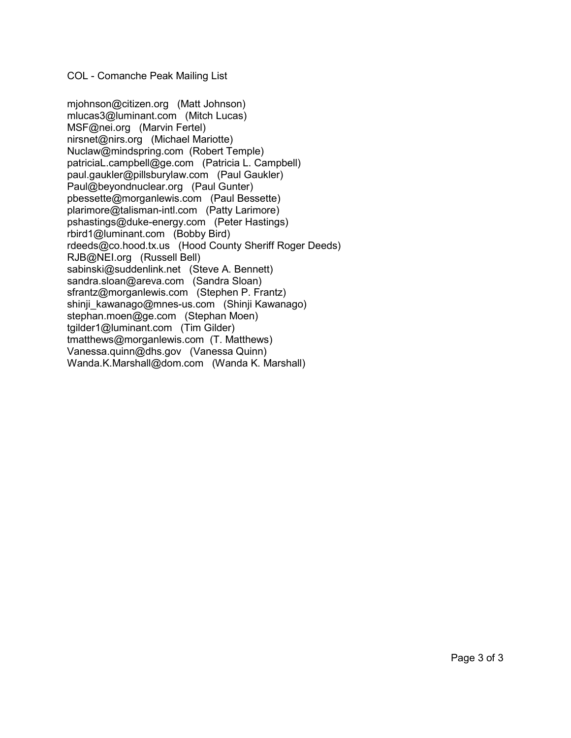COL - Comanche Peak Mailing List

mjohnson@citizen.org (Matt Johnson)
mlucas3@luminant.com (Mitch Lucas)
MSF@nei.org (Marvin Fertel)
nirsnet@nirs.org (Michael Mariotte)
Nuclaw@mindspring.com (Robert Temple)
patriciaL.campbell@ge.com (Patricia L. Campbell)
paul.gaukler@pillsburylaw.com (Paul Gaukler)
Paul@beyondnuclear.org (Paul Gunter)
pbessette@morganlewis.com (Paul Bessette)
plarimore@talisman-intl.com (Patty Larimore)
pshastings@duke-energy.com (Peter Hastings)
rbird1@luminant.com (Bobby Bird)
rdeeds@co.hood.tx.us (Hood County Sheriff Roger Deeds)
RJB@NEI.org (Russell Bell)
sabinski@suddenlink.net (Steve A. Bennett)
sandra.sloan@areva.com (Sandra Sloan)
sfrantz@morganlewis.com (Stephen P. Frantz)
shinji_kawanago@mnes-us.com (Shinji Kawanago)
stephan.moen@ge.com (Stephan Moen)
tgilder1@luminant.com (Tim Gilder)
tmatthews@morganlewis.com (T. Matthews)
Vanessa.quinn@dhs.gov (Vanessa Quinn)
Wanda.K.Marshall@dom.com (Wanda K. Marshall)